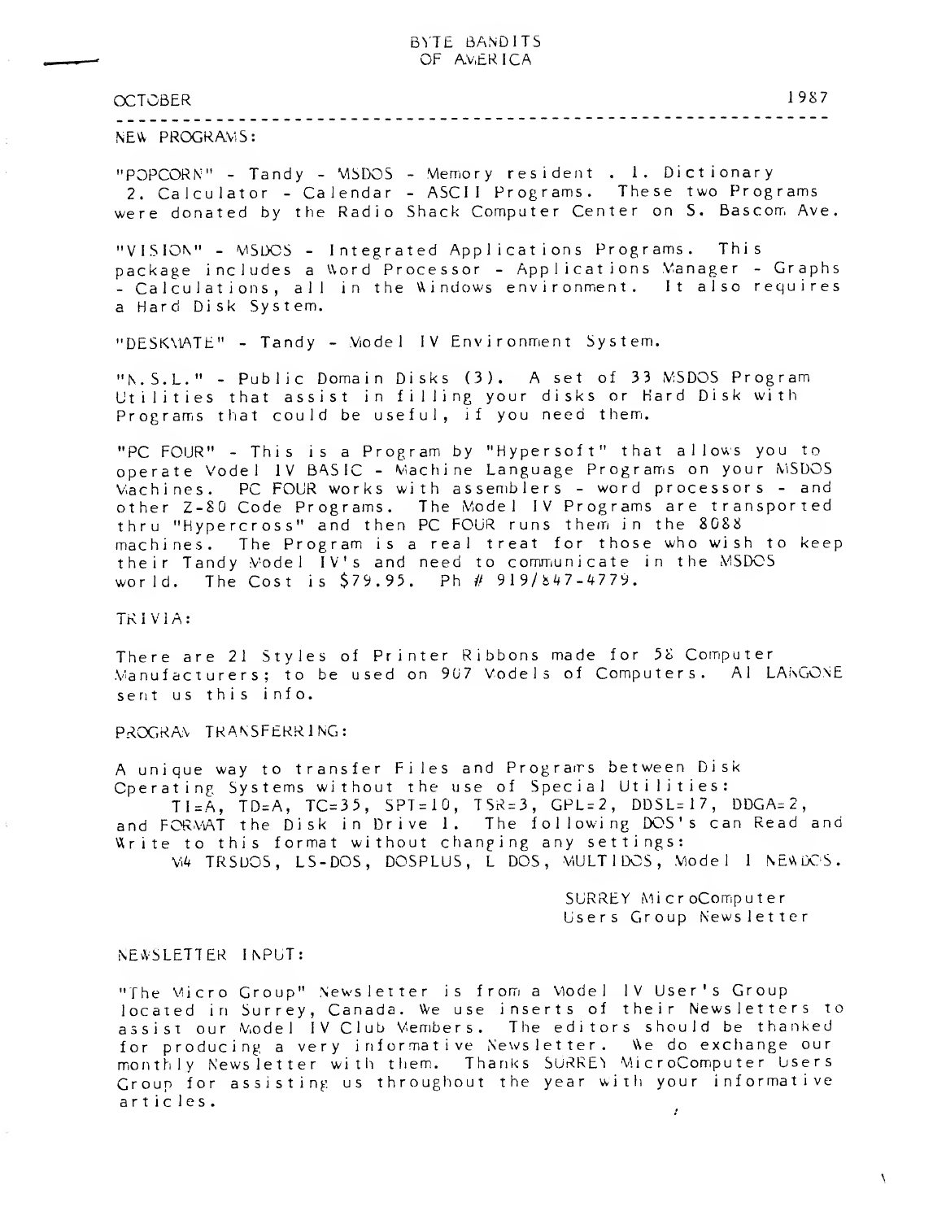# BYTE BANDITS OF AMERICA

OCTOBER 1987

---

## NEW PROGRAMS:

"POPCORN" - Tandy - MSDOS - Memory resident . 1. Dictionary 2. Calculator - Calendar - ASCII Programs. These two Programs were donated by the Radio Shack Computer Center on S. Bascom Ave.

"VISION" - MSDOS - Integrated Applications Programs. This package includes a Word Processor - Applications Manager - Graphs - Calculations, all in the Windows environment. It also requires a Hard Disk System.

"DESKMATE" - Tandy - Model IV Environment System.

"N.S.L." - Public Domain Disks (3). A set of 33 MSDOS Program Utilities that assist in filling your disks or Hard Disk with Programs that could be useful, if you need them.

"PC FOUR" - This is a Program by "Hypersoft" that allows you to operate Model IV BASIC - Machine Language Programs on your MSDOS Machines. PC FOUR works with assemblers - word processors - and other Z-80 Code Programs. The Model IV Programs are transported thru "Hypercross" and then PC FOUR runs them in the 8088 machines. The Program is a real treat for those who wish to keep their Tandy Model IV's and need to communicate in the MSDOS world. The Cost is $79.95. Ph # 919/847-4779.

## TRIVIA:

There are 21 Styles of Printer Ribbons made for 58 Computer Manufacturers; to be used on 907 Models of Computers. Al LANGONE sent us this info.

## PROGRAM TRANSFERRING:

A unique way to transfer Files and Programs between Disk Operating Systems without the use of Special Utilities:

TI=A, TD=A, TC=35, SPT=10, TSR=3, GPL=2, DDSL=17, DDGA=2, and FORMAT the Disk in Drive 1. The following DOS's can Read and Write to this format without changing any settings:

M4 TRSDOS, LS-DOS, DOSPLUS, L DOS, MULTIDOS, Model I NEWDOS.

SURREY MicroComputer
Users Group Newsletter

## NEWSLETTER INPUT:

"The Micro Group" Newsletter is from a Model IV User's Group located in Surrey, Canada. We use inserts of their Newsletters to assist our Model IV Club Members. The editors should be thanked for producing a very informative Newsletter. We do exchange our monthly Newsletter with them. Thanks SURREY MicroComputer Users Group for assisting us throughout the year with your informative articles.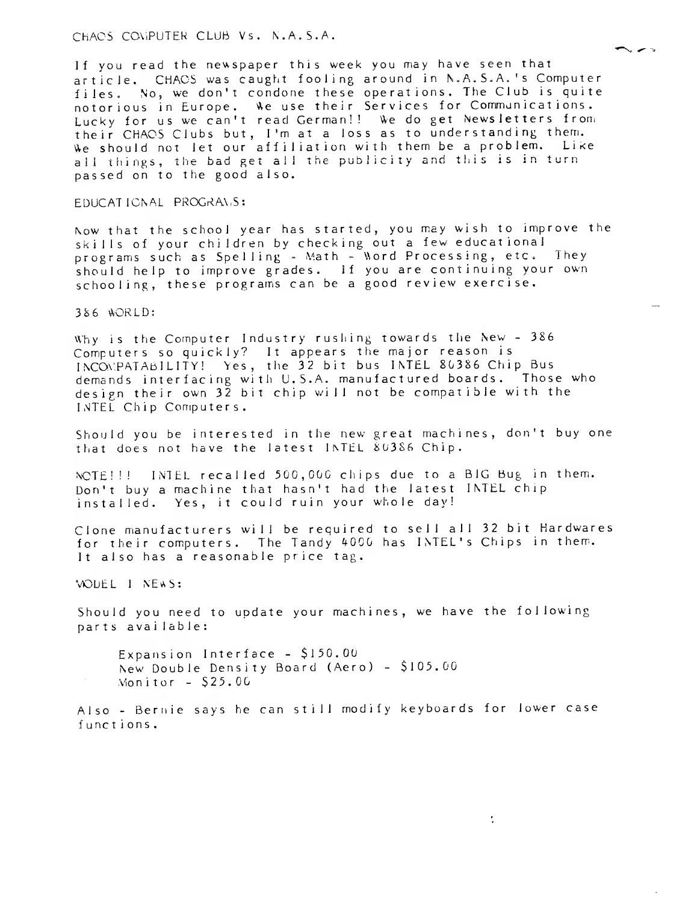CHAOS COMPUTER CLUB Vs. N.A.S.A.

If you read the newspaper this week you may have seen that article. CHAOS was caught fooling around in N.A.S.A.'s Computer files. No, we don't condone these operations. The Club is quite notorious in Europe. We use their Services for Communications. Lucky for us we can't read German!! We do get Newsletters from their CHAOS Clubs but, I'm at a loss as to understanding them. We should not let our affiliation with them be a problem. Like all things, the bad get all the publicity and this is in turn passed on to the good also.

EDUCATIONAL PROGRAMS:

Now that the school year has started, you may wish to improve the skills of your children by checking out a few educational programs such as Spelling - Math - Word Processing, etc. They should help to improve grades. If you are continuing your own schooling, these programs can be a good review exercise.

386 WORLD:

Why is the Computer Industry rushing towards the New - 386 Computers so quickly? It appears the major reason is INCOMPATABILITY! Yes, the 32 bit bus INTEL 80386 Chip Bus demands interfacing with U.S.A. manufactured boards. Those who design their own 32 bit chip will not be compatible with the INTEL Chip Computers.

Should you be interested in the new great machines, don't buy one that does not have the latest INTEL 80386 Chip.

NOTE!!! INTEL recalled 500,000 chips due to a BIG Bug in them. Don't buy a machine that hasn't had the latest INTEL chip installed. Yes, it could ruin your whole day!

Clone manufacturers will be required to sell all 32 bit Hardwares for their computers. The Tandy 4000 has INTEL's Chips in them. It also has a reasonable price tag.

MODEL I NEWS:

Should you need to update your machines, we have the following parts available:

Expansion Interface - $150.00
New Double Density Board (Aero) - $105.00
Monitor - $25.00

Also - Bernie says he can still modify keyboards for lower case functions.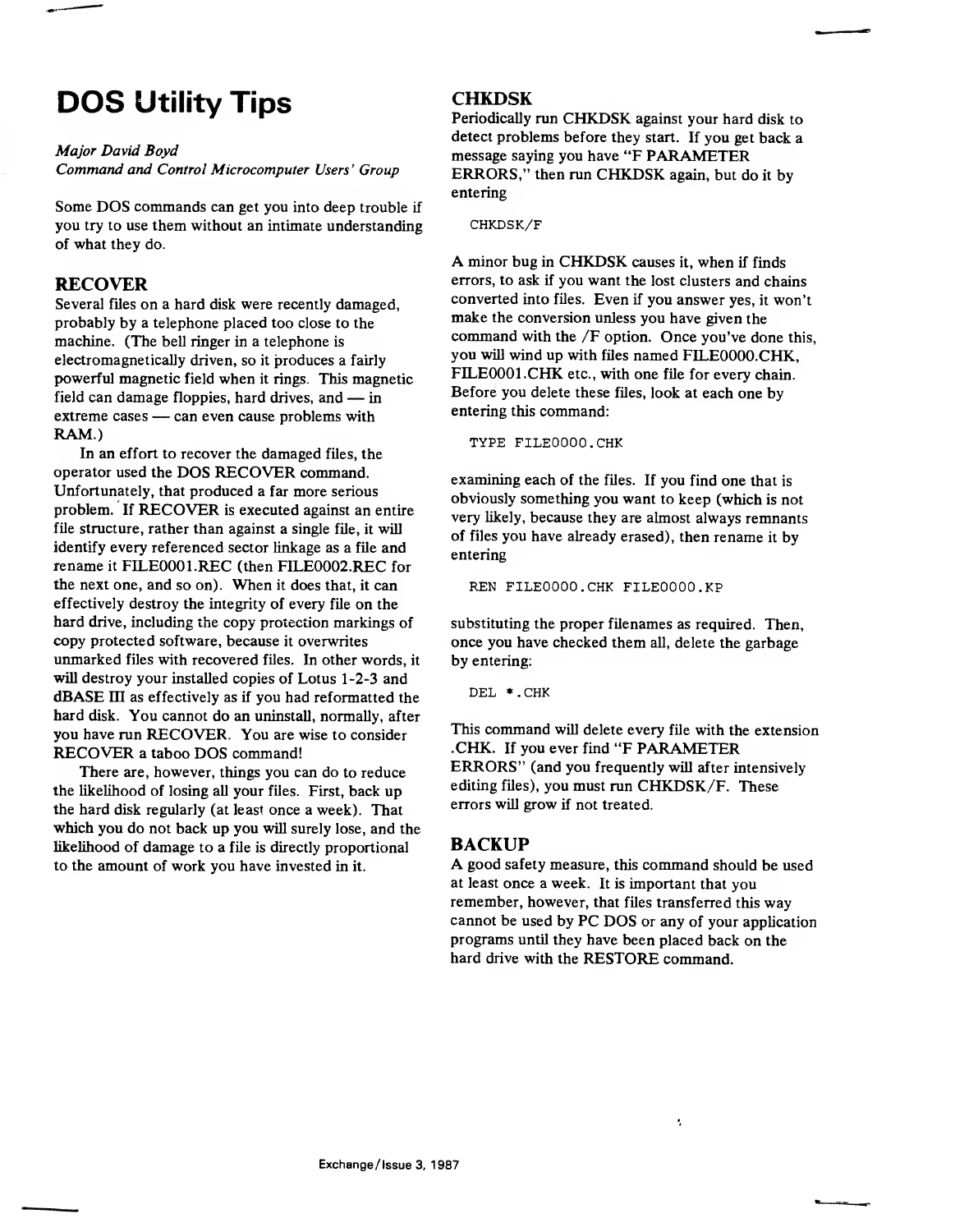# DOS Utility Tips

*Major David Boyd*
*Command and Control Microcomputer Users' Group*

Some DOS commands can get you into deep trouble if you try to use them without an intimate understanding of what they do.

## RECOVER

Several files on a hard disk were recently damaged, probably by a telephone placed too close to the machine. (The bell ringer in a telephone is electromagnetically driven, so it produces a fairly powerful magnetic field when it rings. This magnetic field can damage floppies, hard drives, and — in extreme cases — can even cause problems with RAM.)

In an effort to recover the damaged files, the operator used the DOS RECOVER command. Unfortunately, that produced a far more serious problem. If RECOVER is executed against an entire file structure, rather than against a single file, it will identify every referenced sector linkage as a file and rename it FILE0001.REC (then FILE0002.REC for the next one, and so on). When it does that, it can effectively destroy the integrity of every file on the hard drive, including the copy protection markings of copy protected software, because it overwrites unmarked files with recovered files. In other words, it will destroy your installed copies of Lotus 1-2-3 and dBASE III as effectively as if you had reformatted the hard disk. You cannot do an uninstall, normally, after you have run RECOVER. You are wise to consider RECOVER a taboo DOS command!

There are, however, things you can do to reduce the likelihood of losing all your files. First, back up the hard disk regularly (at least once a week). That which you do not back up you will surely lose, and the likelihood of damage to a file is directly proportional to the amount of work you have invested in it.

## CHKDSK

Periodically run CHKDSK against your hard disk to detect problems before they start. If you get back a message saying you have "F PARAMETER ERRORS," then run CHKDSK again, but do it by entering

```
CHKDSK/F
```

A minor bug in CHKDSK causes it, when if finds errors, to ask if you want the lost clusters and chains converted into files. Even if you answer yes, it won't make the conversion unless you have given the command with the /F option. Once you've done this, you will wind up with files named FILE0000.CHK, FILE0001.CHK etc., with one file for every chain. Before you delete these files, look at each one by entering this command:

```
TYPE FILE0000.CHK
```

examining each of the files. If you find one that is obviously something you want to keep (which is not very likely, because they are almost always remnants of files you have already erased), then rename it by entering

```
REN FILE0000.CHK FILE0000.KP
```

substituting the proper filenames as required. Then, once you have checked them all, delete the garbage by entering:

```
DEL *.CHK
```

This command will delete every file with the extension .CHK. If you ever find "F PARAMETER ERRORS" (and you frequently will after intensively editing files), you must run CHKDSK/F. These errors will grow if not treated.

## BACKUP

A good safety measure, this command should be used at least once a week. It is important that you remember, however, that files transferred this way cannot be used by PC DOS or any of your application programs until they have been placed back on the hard drive with the RESTORE command.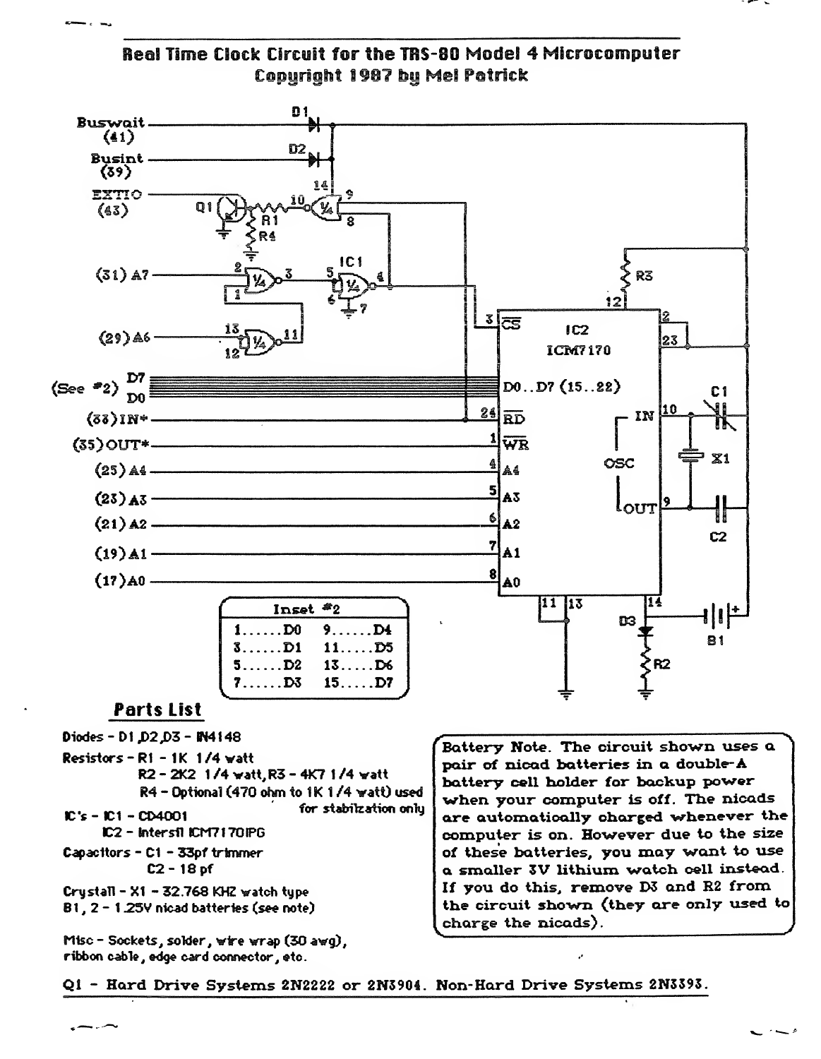# Real Time Clock Circuit for the TRS-80 Model 4 Microcomputer

Copyright 1987 by Mel Patrick

Buswait (41)
Busint (39)
EXTIO (43)
(31) A7
(29) A6
(See #2) D7 D0
(33) IN*
(35) OUT*
(25) A4
(23) A3
(21) A2
(19) A1
(17) A0

| Inset #2 | |
|---|---|
| 1......D0 | 9......D4 |
| 3......D1 | 11......D5 |
| 5......D2 | 13......D6 |
| 7......D3 | 15......D7 |

## Parts List

Diodes - D1,D2,D3 - 1N4148

Resistors - R1 - 1K 1/4 watt
R2 - 2K2 1/4 watt, R3 - 4K7 1/4 watt
R4 - Optional (470 ohm to 1K 1/4 watt) used for stabilzation only

IC's - IC1 - CD4001
IC2 - Intersil ICM7170IPG

Capacitors - C1 - 33pf trimmer
C2 - 18 pf

Crystall - X1 - 32.768 KHZ watch type

B1, 2 - 1.25V nicad batteries (see note)

Misc - Sockets, solder, wire wrap (30 awg), ribbon cable, edge card connector, etc.

Battery Note. The circuit shown uses a pair of nicad batteries in a double-A battery cell holder for backup power when your computer is off. The nicads are automatically charged whenever the computer is on. However due to the size of these batteries, you may want to use a smaller 3V lithium watch cell instead. If you do this, remove D3 and R2 from the circuit shown (they are only used to charge the nicads).

Q1 - Hard Drive Systems 2N2222 or 2N3904. Non-Hard Drive Systems 2N3393.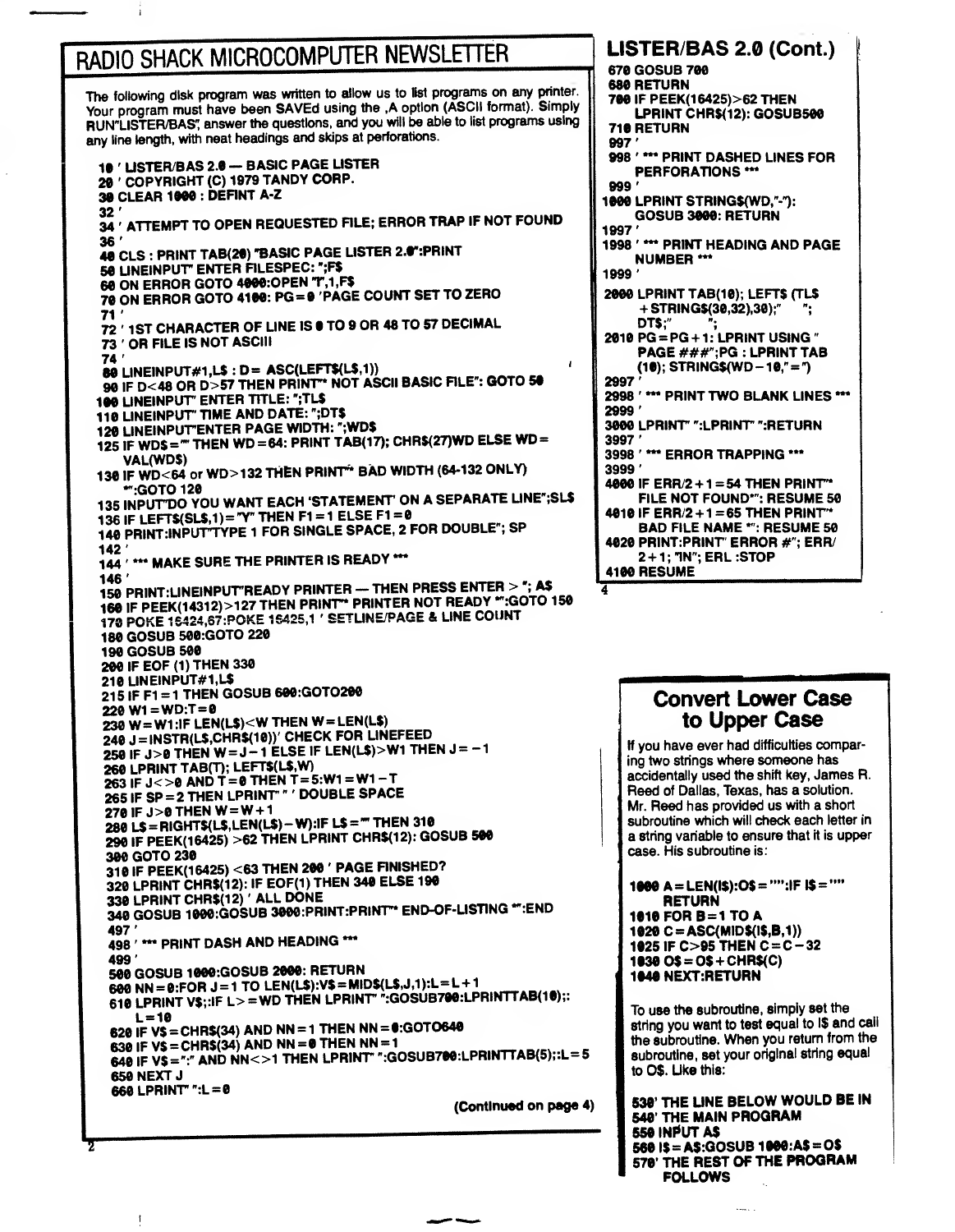# RADIO SHACK MICROCOMPUTER NEWSLETTER

The following disk program was written to allow us to list programs on any printer. Your program must have been SAVEd using the ,A option (ASCII format). Simply RUN"LISTER/BAS", answer the questions, and you will be able to list programs using any line length, with neat headings and skips at perforations.

```
10 ' LISTER/BAS 2.0 — BASIC PAGE LISTER
20 ' COPYRIGHT (C) 1979 TANDY CORP.
30 CLEAR 1000 : DEFINT A-Z
32 '
34 ' ATTEMPT TO OPEN REQUESTED FILE; ERROR TRAP IF NOT FOUND
36 '
40 CLS : PRINT TAB(20) "BASIC PAGE LISTER 2.0":PRINT
50 LINEINPUT" ENTER FILESPEC: ";F$
60 ON ERROR GOTO 4000:OPEN "I",1,F$
70 ON ERROR GOTO 4100: PG=0 'PAGE COUNT SET TO ZERO
71 '
72 ' 1ST CHARACTER OF LINE IS 0 TO 9 OR 48 TO 57 DECIMAL
73 ' OR FILE IS NOT ASCII
74 '
80 LINEINPUT#1,L$ : D= ASC(LEFT$(L$,1))
90 IF D<48 OR D>57 THEN PRINT"* NOT ASCII BASIC FILE": GOTO 50
100 LINEINPUT" ENTER TITLE: ";TL$
110 LINEINPUT" TIME AND DATE: ";DT$
120 LINEINPUT"ENTER PAGE WIDTH: ";WD$
125 IF WD$="" THEN WD=64: PRINT TAB(17); CHR$(27)WD ELSE WD=
    VAL(WD$)
130 IF WD<64 or WD>132 THEN PRINT"* BAD WIDTH (64-132 ONLY)
    *":GOTO 120
135 INPUT"DO YOU WANT EACH 'STATEMENT' ON A SEPARATE LINE";SL$
136 IF LEFT$(SL$,1)="Y" THEN F1=1 ELSE F1=0
140 PRINT:INPUT"TYPE 1 FOR SINGLE SPACE, 2 FOR DOUBLE"; SP
142 '
144 ' *** MAKE SURE THE PRINTER IS READY ***
146 '
150 PRINT:LINEINPUT"READY PRINTER — THEN PRESS ENTER > "; A$
160 IF PEEK(14312)>127 THEN PRINT"* PRINTER NOT READY *":GOTO 150
170 POKE 16424,67:POKE 16425,1 ' SETLINE/PAGE & LINE COUNT
180 GOSUB 500:GOTO 220
190 GOSUB 500
200 IF EOF (1) THEN 330
210 LINEINPUT#1,L$
215 IF F1=1 THEN GOSUB 600:GOTO200
220 W1=WD:T=0
230 W=W1:IF LEN(L$)<W THEN W=LEN(L$)
240 J=INSTR(L$,CHR$(10))' CHECK FOR LINEFEED
250 IF J>0 THEN W=J-1 ELSE IF LEN(L$)>W1 THEN J=-1
260 LPRINT TAB(T); LEFT$(L$,W)
263 IF J<>0 AND T=0 THEN T=5:W1=W1-T
265 IF SP=2 THEN LPRINT" " ' DOUBLE SPACE
270 IF J>0 THEN W=W+1
280 L$=RIGHT$(L$,LEN(L$)-W):IF L$="" THEN 310
290 IF PEEK(16425) >62 THEN LPRINT CHR$(12): GOSUB 500
300 GOTO 230
310 IF PEEK(16425) <63 THEN 200 ' PAGE FINISHED?
320 LPRINT CHR$(12): IF EOF(1) THEN 340 ELSE 190
330 LPRINT CHR$(12) ' ALL DONE
340 GOSUB 1000:GOSUB 3000:PRINT:PRINT"* END-OF-LISTING *":END
497 '
498 ' *** PRINT DASH AND HEADING ***
499 '
500 GOSUB 1000:GOSUB 2000: RETURN
600 NN=0:FOR J=1 TO LEN(L$):V$=MID$(L$,J,1):L=L+1
610 LPRINT V$;:IF L>=WD THEN LPRINT" ":GOSUB700:LPRINTTAB(10);:
    L=10
620 IF V$=CHR$(34) AND NN=1 THEN NN=0:GOTO640
630 IF V$=CHR$(34) AND NN=0 THEN NN=1
640 IF V$=":" AND NN<>1 THEN LPRINT" ":GOSUB700:LPRINTTAB(5);:L=5
650 NEXT J
660 LPRINT" ":L=0
```

(Continued on page 4)

## LISTER/BAS 2.0 (Cont.)

```
670 GOSUB 700
680 RETURN
700 IF PEEK(16425)>62 THEN
    LPRINT CHR$(12): GOSUB500
710 RETURN
997 '
998 ' *** PRINT DASHED LINES FOR
    PERFORATIONS ***
999 '
1000 LPRINT STRING$(WD,"-"):
    GOSUB 3000: RETURN
1997 '
1998 ' *** PRINT HEADING AND PAGE
    NUMBER ***
1999 '
2000 LPRINT TAB(10); LEFT$ (TL$
    +STRING$(30,32),30);"    ";
    DT$;"    ";
2010 PG=PG+1: LPRINT USING "
    PAGE ###";PG : LPRINT TAB
    (10); STRING$(WD-10,"=")
2997 '
2998 ' *** PRINT TWO BLANK LINES ***
2999 '
3000 LPRINT" ":LPRINT" ":RETURN
3997 '
3998 ' *** ERROR TRAPPING ***
3999 '
4000 IF ERR/2+1=54 THEN PRINT"*
    FILE NOT FOUND*": RESUME 50
4010 IF ERR/2+1=65 THEN PRINT"*
    BAD FILE NAME *": RESUME 50
4020 PRINT:PRINT" ERROR #"; ERR/
    2+1; "IN"; ERL :STOP
4100 RESUME
```

## Convert Lower Case to Upper Case

If you have ever had difficulties comparing two strings where someone has accidentally used the shift key, James R. Reed of Dallas, Texas, has a solution. Mr. Reed has provided us with a short subroutine which will check each letter in a string variable to ensure that it is upper case. His subroutine is:

```
1000 A=LEN(I$):O$="":IF I$=""
     RETURN
1010 FOR B=1 TO A
1020 C=ASC(MID$(I$,B,1))
1025 IF C>95 THEN C=C-32
1030 O$=O$+CHR$(C)
1040 NEXT:RETURN
```

To use the subroutine, simply set the string you want to test equal to I$ and call the subroutine. When you return from the subroutine, set your original string equal to O$. Like this:

```
530' THE LINE BELOW WOULD BE IN
540' THE MAIN PROGRAM
550 INPUT A$
560 I$=A$:GOSUB 1000:A$=O$
570' THE REST OF THE PROGRAM
     FOLLOWS
```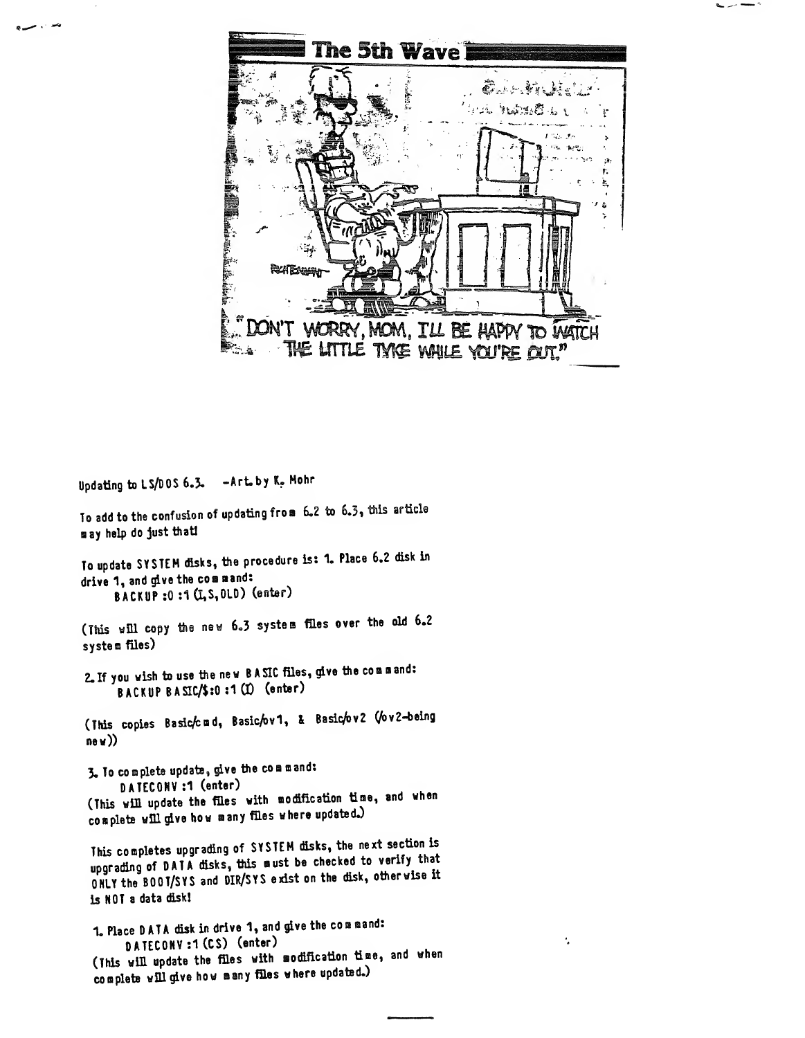"DON'T WORRY, MOM, I'LL BE HAPPY TO WATCH THE LITTLE TYKE WHILE YOU'RE OUT."

Updating to LS/DOS 6.3. -Art. by K. Mohr

To add to the confusion of updating from 6.2 to 6.3, this article may help do just that!

To update SYSTEM disks, the procedure is: 1. Place 6.2 disk in drive 1, and give the command:

```
BACKUP :0 :1 (I,S,OLD) (enter)
```

(This will copy the new 6.3 system files over the old 6.2 system files)

2. If you wish to use the new BASIC files, give the command:

```
BACKUP BASIC/$:0 :1 (I) (enter)
```

(This copies Basic/cmd, Basic/ov1, & Basic/ov2 (/ov2-being new))

3. To complete update, give the command:

```
DATECONV :1 (enter)
```

(This will update the files with modification time, and when complete will give how many files where updated.)

This completes upgrading of SYSTEM disks, the next section is upgrading of DATA disks, this must be checked to verify that ONLY the BOOT/SYS and DIR/SYS exist on the disk, otherwise it is NOT a data disk!

1. Place DATA disk in drive 1, and give the command:

```
DATECONV :1 (CS) (enter)
```

(This will update the files with modification time, and when complete will give how many files where updated.)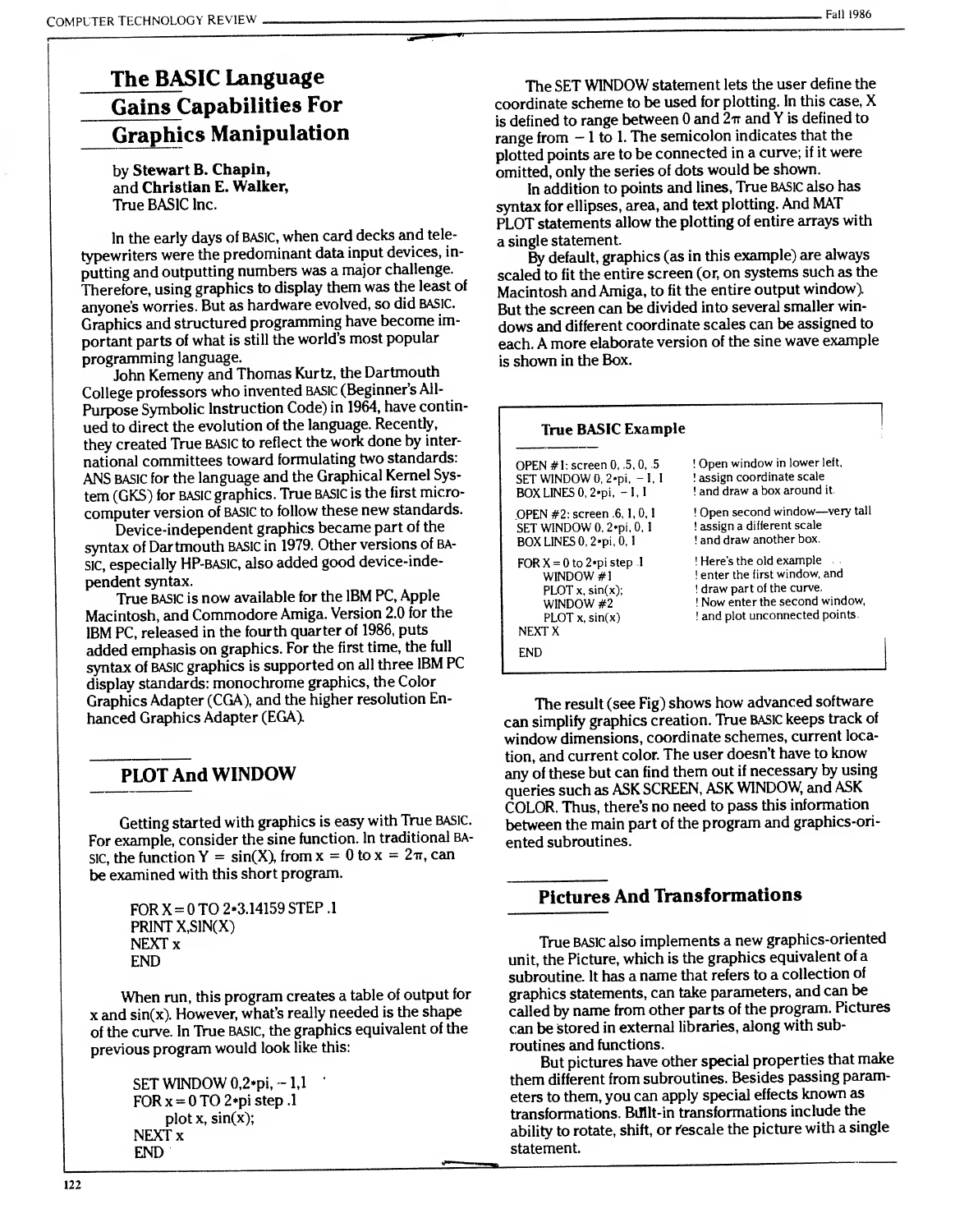# The BASIC Language Gains Capabilities For Graphics Manipulation

by **Stewart B. Chapin,** and **Christian E. Walker,** True BASIC Inc.

In the early days of BASIC, when card decks and teletypewriters were the predominant data input devices, inputting and outputting numbers was a major challenge. Therefore, using graphics to display them was the least of anyone's worries. But as hardware evolved, so did BASIC. Graphics and structured programming have become important parts of what is still the world's most popular programming language.

John Kemeny and Thomas Kurtz, the Dartmouth College professors who invented BASIC (Beginner's All-Purpose Symbolic Instruction Code) in 1964, have continued to direct the evolution of the language. Recently, they created True BASIC to reflect the work done by international committees toward formulating two standards: ANS BASIC for the language and the Graphical Kernel System (GKS) for BASIC graphics. True BASIC is the first microcomputer version of BASIC to follow these new standards.

Device-independent graphics became part of the syntax of Dartmouth BASIC in 1979. Other versions of BASIC, especially HP-BASIC, also added good device-independent syntax.

True BASIC is now available for the IBM PC, Apple Macintosh, and Commodore Amiga. Version 2.0 for the IBM PC, released in the fourth quarter of 1986, puts added emphasis on graphics. For the first time, the full syntax of BASIC graphics is supported on all three IBM PC display standards: monochrome graphics, the Color Graphics Adapter (CGA), and the higher resolution Enhanced Graphics Adapter (EGA).

## PLOT And WINDOW

Getting started with graphics is easy with True BASIC. For example, consider the sine function. In traditional BASIC, the function Y = sin(X), from x = 0 to x = 2π, can be examined with this short program.

```
FOR X = 0 TO 2*3.14159 STEP .1
PRINT X,SIN(X)
NEXT x
END
```

When run, this program creates a table of output for x and sin(x). However, what's really needed is the shape of the curve. In True BASIC, the graphics equivalent of the previous program would look like this:

```
SET WINDOW 0,2*pi, -1,1
FOR x = 0 TO 2*pi step .1
    plot x, sin(x);
NEXT x
END
```

The SET WINDOW statement lets the user define the coordinate scheme to be used for plotting. In this case, X is defined to range between 0 and 2π and Y is defined to range from −1 to 1. The semicolon indicates that the plotted points are to be connected in a curve; if it were omitted, only the series of dots would be shown.

In addition to points and lines, True BASIC also has syntax for ellipses, area, and text plotting. And MAT PLOT statements allow the plotting of entire arrays with a single statement.

By default, graphics (as in this example) are always scaled to fit the entire screen (or, on systems such as the Macintosh and Amiga, to fit the entire output window). But the screen can be divided into several smaller windows and different coordinate scales can be assigned to each. A more elaborate version of the sine wave example is shown in the Box.

**True BASIC Example**

```
OPEN #1: screen 0, .5, 0, .5        ! Open window in lower left,
SET WINDOW 0, 2*pi, -1, 1           ! assign coordinate scale
BOX LINES 0, 2*pi, -1, 1            ! and draw a box around it.

OPEN #2: screen .6, 1, 0, 1         ! Open second window—very tall
SET WINDOW 0, 2*pi, 0, 1            ! assign a different scale
BOX LINES 0, 2*pi, 0, 1             ! and draw another box.

FOR X = 0 to 2*pi step .1           ! Here's the old example
    WINDOW #1                       ! enter the first window, and
    PLOT x, sin(x);                 ! draw part of the curve.
    WINDOW #2                       ! Now enter the second window,
    PLOT x, sin(x)                  ! and plot unconnected points.
NEXT X
END
```

The result (see Fig) shows how advanced software can simplify graphics creation. True BASIC keeps track of window dimensions, coordinate schemes, current location, and current color. The user doesn't have to know any of these but can find them out if necessary by using queries such as ASK SCREEN, ASK WINDOW, and ASK COLOR. Thus, there's no need to pass this information between the main part of the program and graphics-oriented subroutines.

## Pictures And Transformations

True BASIC also implements a new graphics-oriented unit, the Picture, which is the graphics equivalent of a subroutine. It has a name that refers to a collection of graphics statements, can take parameters, and can be called by name from other parts of the program. Pictures can be stored in external libraries, along with subroutines and functions.

But pictures have other special properties that make them different from subroutines. Besides passing parameters to them, you can apply special effects known as transformations. Built-in transformations include the ability to rotate, shift, or rescale the picture with a single statement.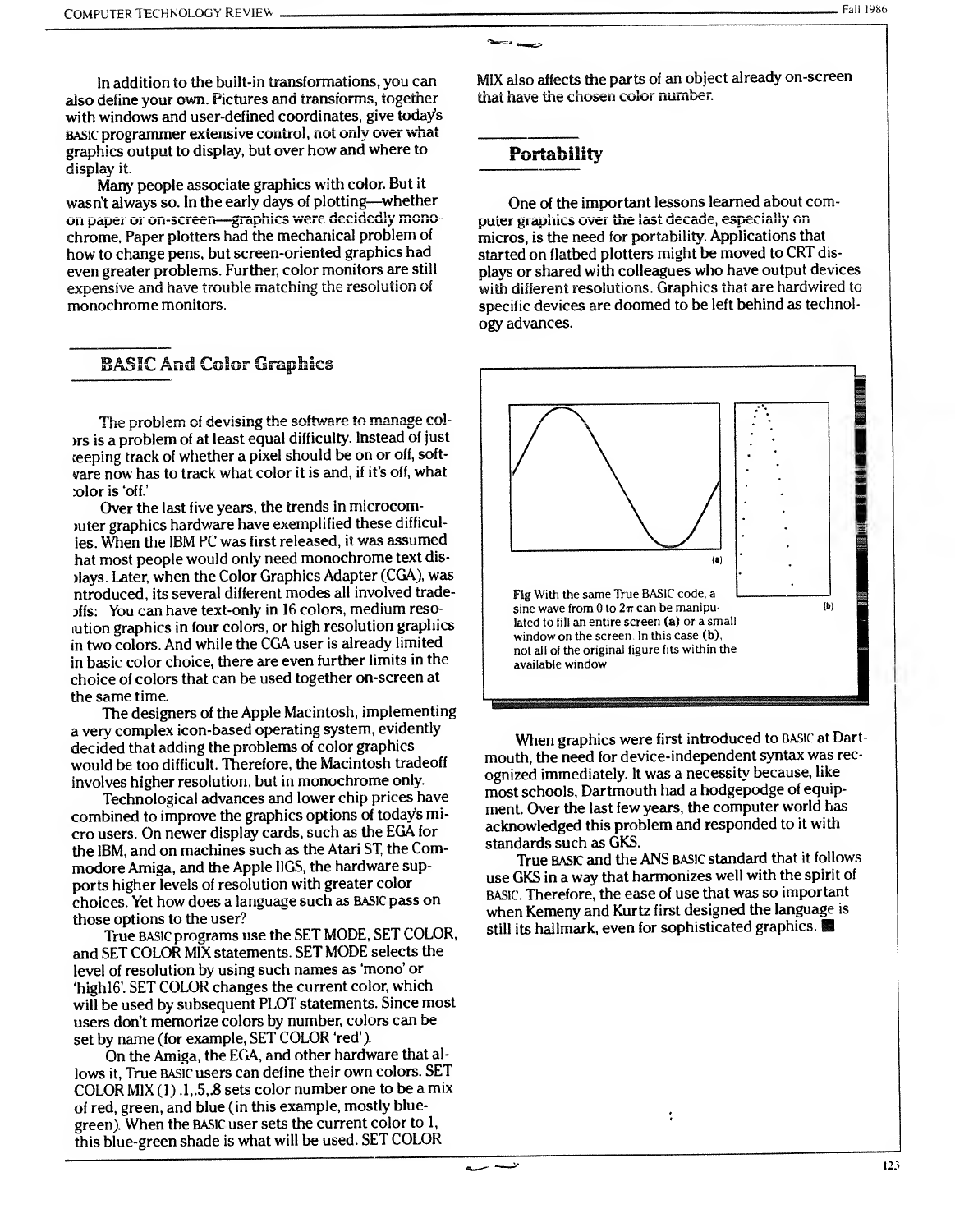In addition to the built-in transformations, you can also define your own. Pictures and transforms, together with windows and user-defined coordinates, give today's BASIC programmer extensive control, not only over what graphics output to display, but over how and where to display it.

Many people associate graphics with color. But it wasn't always so. In the early days of plotting—whether on paper or on-screen—graphics were decidedly monochrome. Paper plotters had the mechanical problem of how to change pens, but screen-oriented graphics had even greater problems. Further, color monitors are still expensive and have trouble matching the resolution of monochrome monitors.

## BASIC And Color Graphics

The problem of devising the software to manage colors is a problem of at least equal difficulty. Instead of just keeping track of whether a pixel should be on or off, software now has to track what color it is and, if it's off, what color is 'off.'

Over the last five years, the trends in microcomputer graphics hardware have exemplified these difficulties. When the IBM PC was first released, it was assumed that most people would only need monochrome text displays. Later, when the Color Graphics Adapter (CGA), was introduced, its several different modes all involved tradeoffs: You can have text-only in 16 colors, medium resolution graphics in four colors, or high resolution graphics in two colors. And while the CGA user is already limited in basic color choice, there are even further limits in the choice of colors that can be used together on-screen at the same time.

The designers of the Apple Macintosh, implementing a very complex icon-based operating system, evidently decided that adding the problems of color graphics would be too difficult. Therefore, the Macintosh tradeoff involves higher resolution, but in monochrome only.

Technological advances and lower chip prices have combined to improve the graphics options of today's micro users. On newer display cards, such as the EGA for the IBM, and on machines such as the Atari ST, the Commodore Amiga, and the Apple IIGS, the hardware supports higher levels of resolution with greater color choices. Yet how does a language such as BASIC pass on those options to the user?

True BASIC programs use the SET MODE, SET COLOR, and SET COLOR MIX statements. SET MODE selects the level of resolution by using such names as 'mono' or 'high16'. SET COLOR changes the current color, which will be used by subsequent PLOT statements. Since most users don't memorize colors by number, colors can be set by name (for example, SET COLOR 'red').

On the Amiga, the EGA, and other hardware that allows it, True BASIC users can define their own colors. SET COLOR MIX (1) .1,.5,.8 sets color number one to be a mix of red, green, and blue (in this example, mostly blue-green). When the BASIC user sets the current color to 1, this blue-green shade is what will be used. SET COLOR MIX also affects the parts of an object already on-screen that have the chosen color number.

## Portability

One of the important lessons learned about computer graphics over the last decade, especially on micros, is the need for portability. Applications that started on flatbed plotters might be moved to CRT displays or shared with colleagues who have output devices with different resolutions. Graphics that are hardwired to specific devices are doomed to be left behind as technology advances.

Fig With the same True BASIC code, a sine wave from 0 to $2\pi$ can be manipulated to fill an entire screen **(a)** or a small window on the screen. In this case **(b)**, not all of the original figure fits within the available window

When graphics were first introduced to BASIC at Dartmouth, the need for device-independent syntax was recognized immediately. It was a necessity because, like most schools, Dartmouth had a hodgepodge of equipment. Over the last few years, the computer world has acknowledged this problem and responded to it with standards such as GKS.

True BASIC and the ANS BASIC standard that it follows use GKS in a way that harmonizes well with the spirit of BASIC. Therefore, the ease of use that was so important when Kemeny and Kurtz first designed the language is still its hallmark, even for sophisticated graphics. ■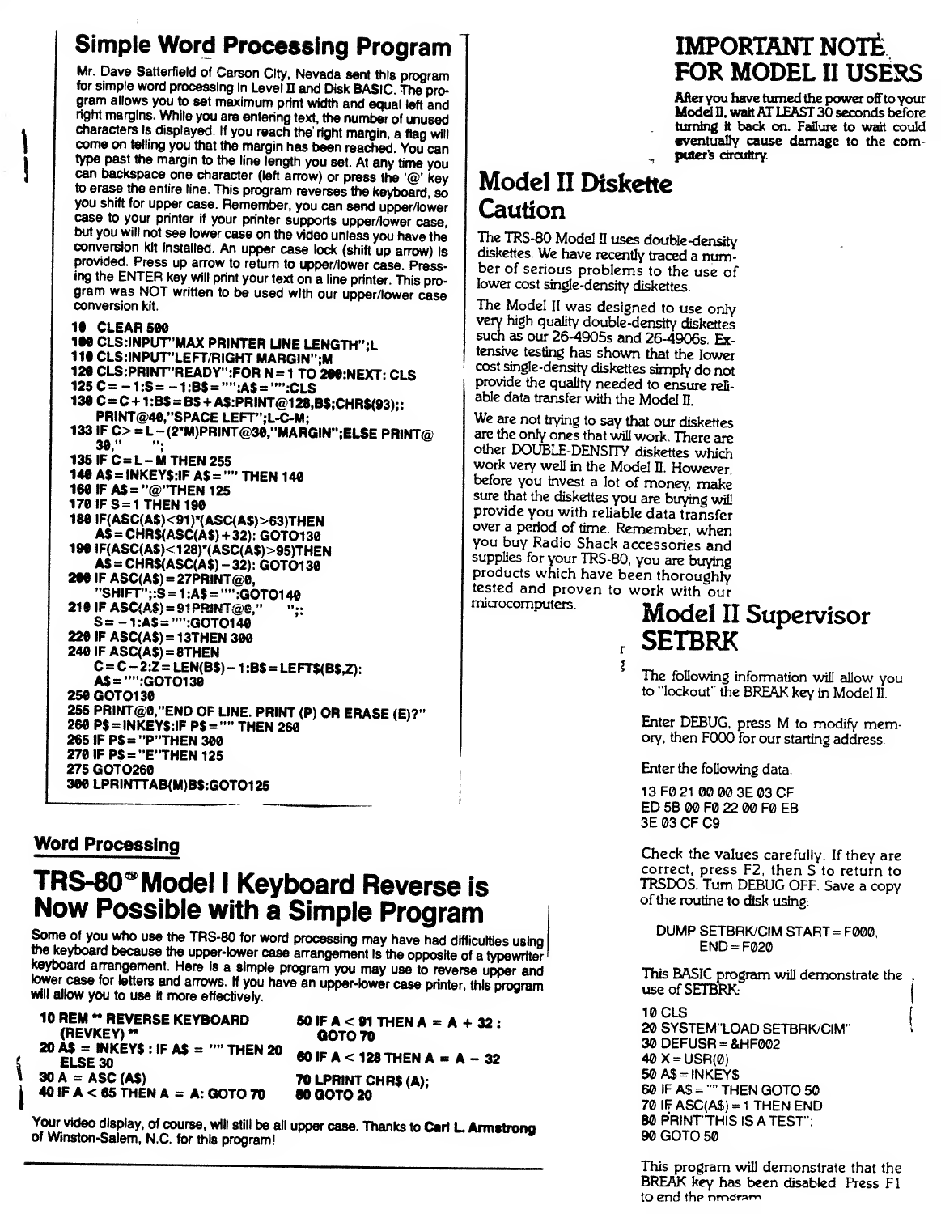## Simple Word Processing Program

Mr. Dave Satterfield of Carson City, Nevada sent this program for simple word processing in Level II and Disk BASIC. The program allows you to set maximum print width and equal left and right margins. While you are entering text, the number of unused characters is displayed. If you reach the right margin, a flag will come on telling you that the margin has been reached. You can type past the margin to the line length you set. At any time you can backspace one character (left arrow) or press the '@' key to erase the entire line. This program reverses the keyboard, so you shift for upper case. Remember, you can send upper/lower case to your printer if your printer supports upper/lower case, but you will not see lower case on the video unless you have the conversion kit installed. An upper case lock (shift up arrow) is provided. Press up arrow to return to upper/lower case. Pressing the ENTER key will print your text on a line printer. This program was NOT written to be used with our upper/lower case conversion kit.

```
10 CLEAR 500
100 CLS:INPUT"MAX PRINTER LINE LENGTH";L
110 CLS:INPUT"LEFT/RIGHT MARGIN";M
120 CLS:PRINT"READY":FOR N=1 TO 200:NEXT: CLS
125 C=-1:S=-1:B$="":A$="":CLS
130 C=C+1:B$=B$+A$:PRINT@128,B$;CHR$(93);:
    PRINT@40,"SPACE LEFT";L-C-M;
133 IF C>=L-(2*M)PRINT@30,"MARGIN";ELSE PRINT@
    30,"      ";
135 IF C=L-M THEN 255
140 A$=INKEY$:IF A$="" THEN 140
160 IF A$="@"THEN 125
170 IF S=1 THEN 190
180 IF(ASC(A$)<91)*(ASC(A$)>63)THEN
    A$=CHR$(ASC(A$)+32): GOTO130
190 IF(ASC(A$)<128)*(ASC(A$)>95)THEN
    A$=CHR$(ASC(A$)-32): GOTO130
200 IF ASC(A$)=27PRINT@0,
    "SHIFT";:S=1:A$="":GOTO140
210 IF ASC(A$)=91PRINT@0,"      ";:
    S=-1:A$="":GOTO140
220 IF ASC(A$)=13THEN 300
240 IF ASC(A$)=8THEN
    C=C-2:Z=LEN(B$)-1:B$=LEFT$(B$,Z):
    A$="":GOTO130
250 GOTO130
255 PRINT@0,"END OF LINE. PRINT (P) OR ERASE (E)?"
260 P$=INKEY$:IF P$="" THEN 260
265 IF P$="P"THEN 300
270 IF P$="E"THEN 125
275 GOTO260
300 LPRINTTAB(M)B$:GOTO125
```

### Word Processing

## TRS-80® Model I Keyboard Reverse is Now Possible with a Simple Program

Some of you who use the TRS-80 for word processing may have had difficulties using the keyboard because the upper-lower case arrangement is the opposite of a typewriter keyboard arrangement. Here is a simple program you may use to reverse upper and lower case for letters and arrows. If you have an upper-lower case printer, this program will allow you to use it more effectively.

```
10 REM ** REVERSE KEYBOARD
   (REVKEY) **
20 A$ = INKEY$ : IF A$ = "" THEN 20
   ELSE 30
30 A = ASC (A$)
40 IF A < 65 THEN A = A: GOTO 70
50 IF A < 91 THEN A = A + 32 :
   GOTO 70
60 IF A < 128 THEN A = A - 32
70 LPRINT CHR$ (A);
80 GOTO 20
```

Your video display, of course, will still be all upper case. Thanks to **Carl L. Armstrong** of Winston-Salem, N.C. for this program!

## IMPORTANT NOTE FOR MODEL II USERS

**After you have turned the power off to your Model II, wait AT LEAST 30 seconds before turning it back on. Failure to wait could eventually cause damage to the computer's circuitry.**

## Model II Diskette Caution

The TRS-80 Model II uses double-density diskettes. We have recently traced a number of serious problems to the use of lower cost single-density diskettes.

The Model II was designed to use only very high quality double-density diskettes such as our 26-4905s and 26-4906s. Extensive testing has shown that the lower cost single-density diskettes simply do not provide the quality needed to ensure reliable data transfer with the Model II.

We are not trying to say that our diskettes are the only ones that will work. There are other DOUBLE-DENSITY diskettes which work very well in the Model II. However, before you invest a lot of money, make sure that the diskettes you are buying will provide you with reliable data transfer over a period of time. Remember, when you buy Radio Shack accessories and supplies for your TRS-80, you are buying products which have been thoroughly tested and proven to work with our microcomputers.

## Model II Supervisor SETBRK

The following information will allow you to "lockout" the BREAK key in Model II.

Enter DEBUG, press M to modify memory, then F000 for our starting address.

Enter the following data:

```
13 F0 21 00 00 3E 03 CF
ED 5B 00 F0 22 00 F0 EB
3E 03 CF C9
```

Check the values carefully. If they are correct, press F2, then S to return to TRSDOS. Turn DEBUG OFF. Save a copy of the routine to disk using:

```
DUMP SETBRK/CIM START=F000,
     END=F020
```

This BASIC program will demonstrate the use of SETBRK:

```
10 CLS
20 SYSTEM"LOAD SETBRK/CIM"
30 DEFUSR=&HF002
40 X=USR(0)
50 A$=INKEY$
60 IF A$="" THEN GOTO 50
70 IF ASC(A$)=1 THEN END
80 PRINT"THIS IS A TEST";
90 GOTO 50
```

This program will demonstrate that the BREAK key has been disabled. Press F1 to end the program.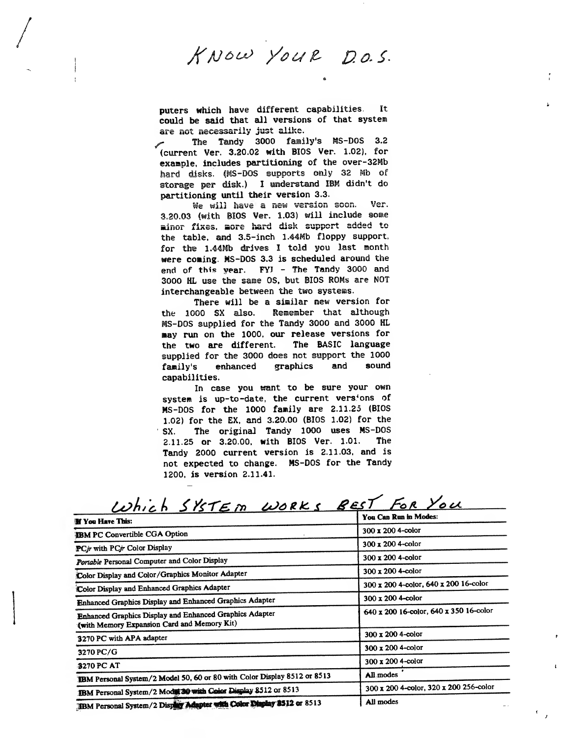# KNOW YOUR D.O.S.

puters which have different capabilities. It could be said that all versions of that system are not necessarily just alike.

The Tandy 3000 family's MS-DOS 3.2 (current Ver. 3.20.02 with BIOS Ver. 1.02), for example, includes partitioning of the over-32Mb hard disks. (MS-DOS supports only 32 Mb of storage per disk.) I understand IBM didn't do partitioning until their version 3.3.

We will have a new version soon. Ver. 3.20.03 (with BIOS Ver. 1.03) will include some minor fixes, more hard disk support added to the table, and 3.5-inch 1.44Mb floppy support, for the 1.44Mb drives I told you last month were coming. MS-DOS 3.3 is scheduled around the end of this year. FYI - The Tandy 3000 and 3000 HL use the same OS, but BIOS ROMs are NOT interchangeable between the two systems.

There will be a similar new version for the 1000 SX also. Remember that although MS-DOS supplied for the Tandy 3000 and 3000 HL may run on the 1000, our release versions for the two are different. The BASIC language supplied for the 3000 does not support the 1000 family's enhanced graphics and sound capabilities.

In case you want to be sure your own system is up-to-date, the current versions of MS-DOS for the 1000 family are 2.11.25 (BIOS 1.02) for the EX, and 3.20.00 (BIOS 1.02) for the SX. The original Tandy 1000 uses MS-DOS 2.11.25 or 3.20.00, with BIOS Ver. 1.01. The Tandy 2000 current version is 2.11.03, and is not expected to change. MS-DOS for the Tandy 1200, is version 2.11.41.

## Which SYSTEM WORKS BEST FOR You

| If You Have This: | You Can Run in Modes: |
|---|---|
| IBM PC Convertible CGA Option | 300 x 200 4-color |
| PC*jr* with PC*jr* Color Display | 300 x 200 4-color |
| *Portable* Personal Computer and Color Display | 300 x 200 4-color |
| Color Display and Color/Graphics Monitor Adapter | 300 x 200 4-color |
| Color Display and Enhanced Graphics Adapter | 300 x 200 4-color, 640 x 200 16-color |
| Enhanced Graphics Display and Enhanced Graphics Adapter | 300 x 200 4-color |
| Enhanced Graphics Display and Enhanced Graphics Adapter (with Memory Expansion Card and Memory Kit) | 640 x 200 16-color, 640 x 350 16-color |
| 3270 PC with APA adapter | 300 x 200 4-color |
| 3270 PC/G | 300 x 200 4-color |
| 3270 PC AT | 300 x 200 4-color |
| IBM Personal System/2 Model 50, 60 or 80 with Color Display 8512 or 8513 | All modes |
| IBM Personal System/2 Model 30 with Color Display 8512 or 8513 | 300 x 200 4-color, 320 x 200 256-color |
| IBM Personal System/2 Display Adapter with Color Display 8512 or 8513 | All modes |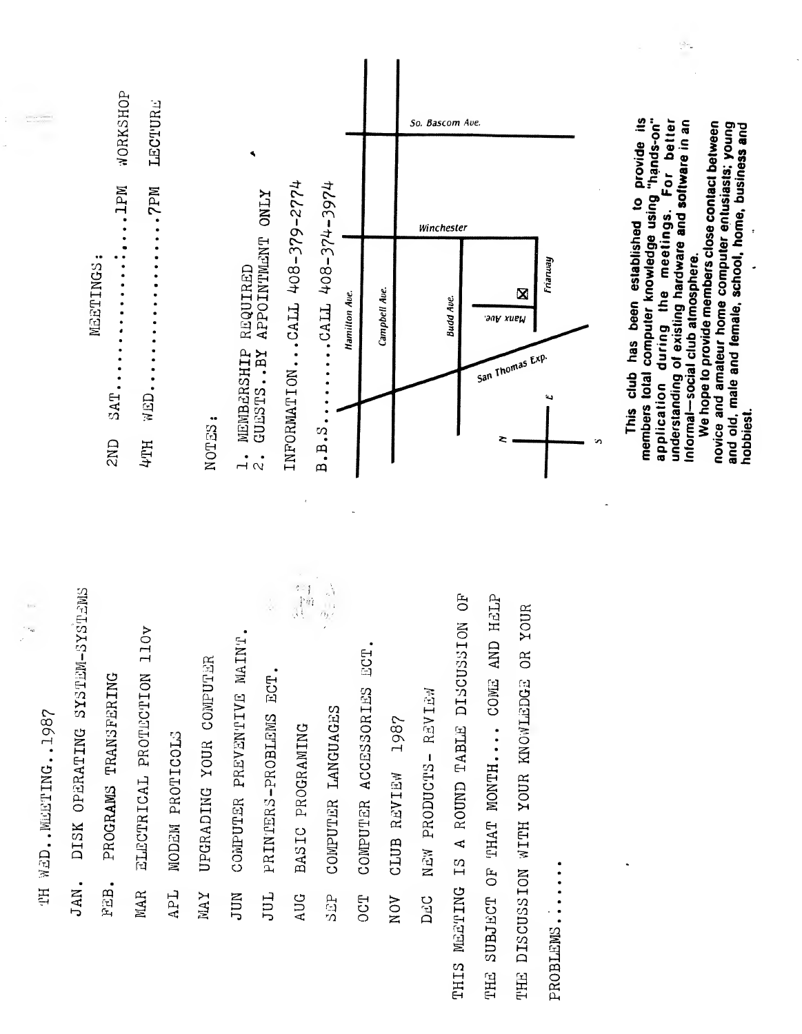TH WED..MEETING..1987

- JAN. DISK OPERATING SYSTEM-SYSTEMS
- FEB. PROGRAMS TRANSFERING
- MAR ELECTRICAL PROTECTION 110v
- APL MODEM PROTICOLS
- MAY UPGRADING YOUR COMPUTER
- JUN COMPUTER PREVENTIVE MAINT.
- JUL PRINTERS-PROBLEMS ECT.
- AUG BASIC PROGRAMING
- SEP COMPUTER LANGUAGES
- OCT COMPUTER ACCESSORIES ECT.
- NOV CLUB REVIEW 1987
- DEC NEW PRODUCTS- REVIEW

THIS MEETING IS A ROUND TABLE DISCUSSION OF THE SUBJECT OF THAT MONTH.... COME AND HELP THE DISCUSSION WITH YOUR KNOWLEDGE OR YOUR PROBLEMS.......

MEETINGS:

2ND SAT..............1PM WORKSHOP

4TH WED..................7PM LECTURE

NOTES:

1. MEMBERSHIP REQUIRED
2. GUESTS..BY APPOINTMENT ONLY

INFORMATION...CALL 408-379-2774

B.B.S...........CALL 408-374-3974

So. Bascom Ave. — Winchester — Hamilton Ave. — Campbell Ave. — Budd Ave. — Manx Ave. — Friarway — San Thomas Exp. — N E S

**This club has been established to provide its members total computer knowledge using "hands-on" application during the meetings. For better understanding of existing hardware and software in an informal—social club atmosphere.**

**We hope to provide members close contact between novice and amateur home computer entusiasts; young and old, male and female, school, home, business and hobbiest.**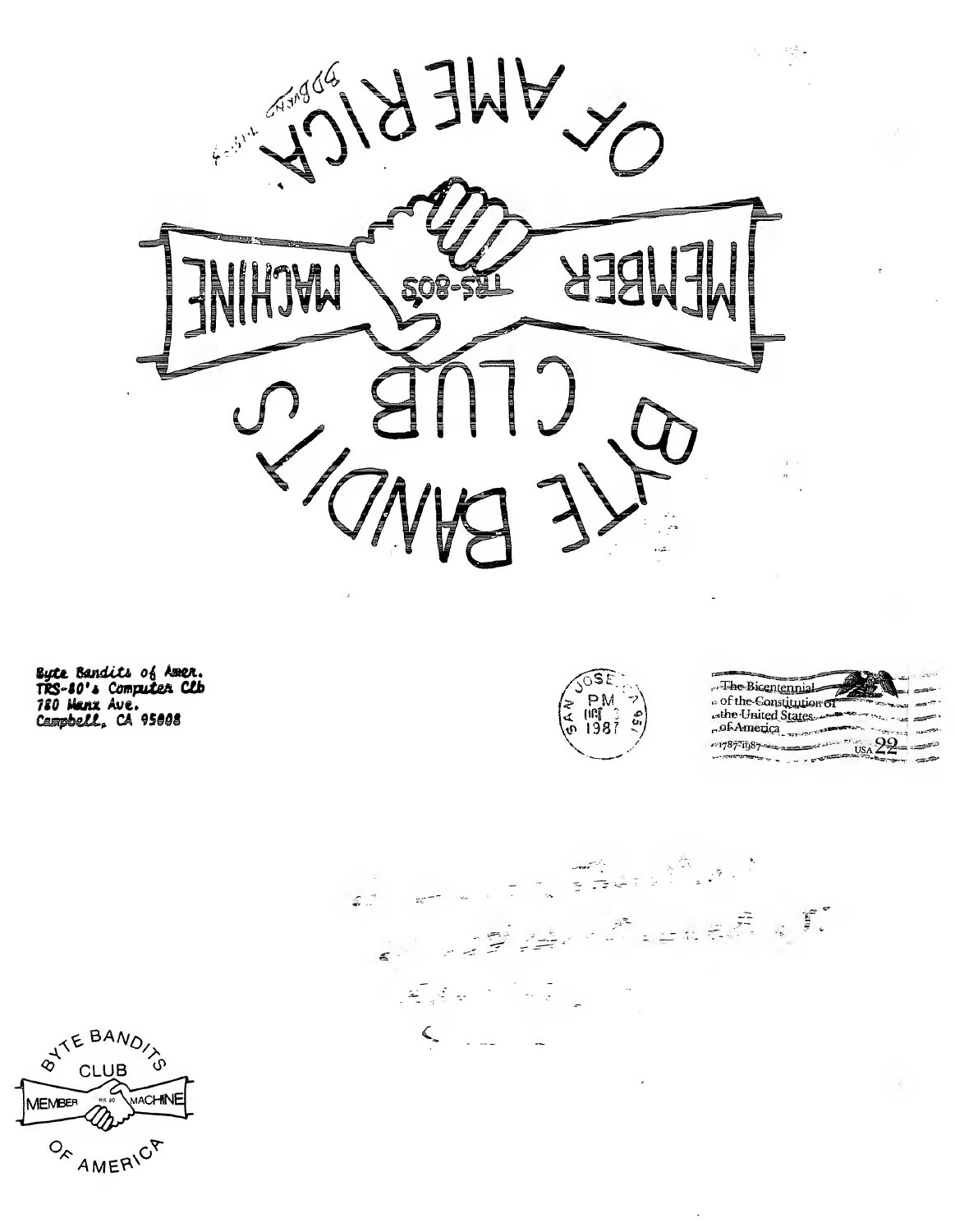BYTE BANDITS CLUB

MEMBER TRS-80 MACHINE

OF AMERICA

Byte Bandits of Amer.
TRS-80's Computer Clb
780 Manx Ave.
Campbell, CA 95008

SAN JOSE CA 951 PM 1987

The Bicentennial of the Constitution of the United States of America 1787-1987 USA 22

BYTE BANDITS CLUB

MEMBER TRS-80 MACHINE

OF AMERICA